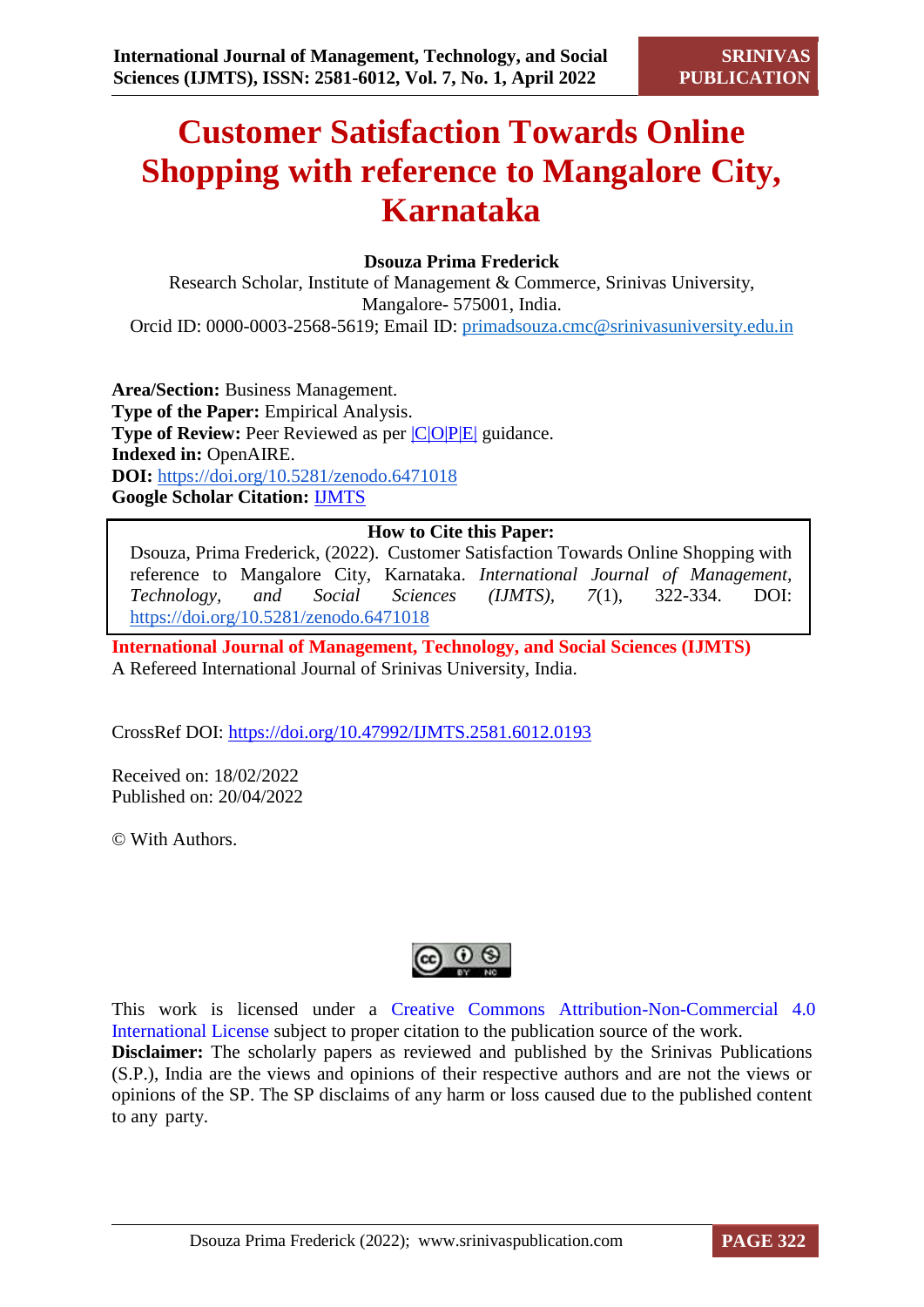# Customer Satisfaction Towards Online Shopping with reference to Mangalore City, Karnataka

**Dsouza Prima Frederick**
Research Scholar, Institute of Management & Commerce, Srinivas University, Mangalore- 575001, India.
Orcid ID: 0000-0003-2568-5619; Email ID: primadsouza.cmc@srinivasuniversity.edu.in

**Area/Section:** Business Management.
**Type of the Paper:** Empirical Analysis.
**Type of Review:** Peer Reviewed as per |C|O|P|E| guidance.
**Indexed in:** OpenAIRE.
**DOI:** https://doi.org/10.5281/zenodo.6471018
**Google Scholar Citation:** IJMTS

**How to Cite this Paper:**
Dsouza, Prima Frederick, (2022). Customer Satisfaction Towards Online Shopping with reference to Mangalore City, Karnataka. *International Journal of Management, Technology, and Social Sciences (IJMTS), 7*(1), 322-334. DOI: https://doi.org/10.5281/zenodo.6471018

**International Journal of Management, Technology, and Social Sciences (IJMTS)**
A Refereed International Journal of Srinivas University, India.

CrossRef DOI: https://doi.org/10.47992/IJMTS.2581.6012.0193

Received on: 18/02/2022
Published on: 20/04/2022

© With Authors.

This work is licensed under a Creative Commons Attribution-Non-Commercial 4.0 International License subject to proper citation to the publication source of the work.
**Disclaimer:** The scholarly papers as reviewed and published by the Srinivas Publications (S.P.), India are the views and opinions of their respective authors and are not the views or opinions of the SP. The SP disclaims of any harm or loss caused due to the published content to any party.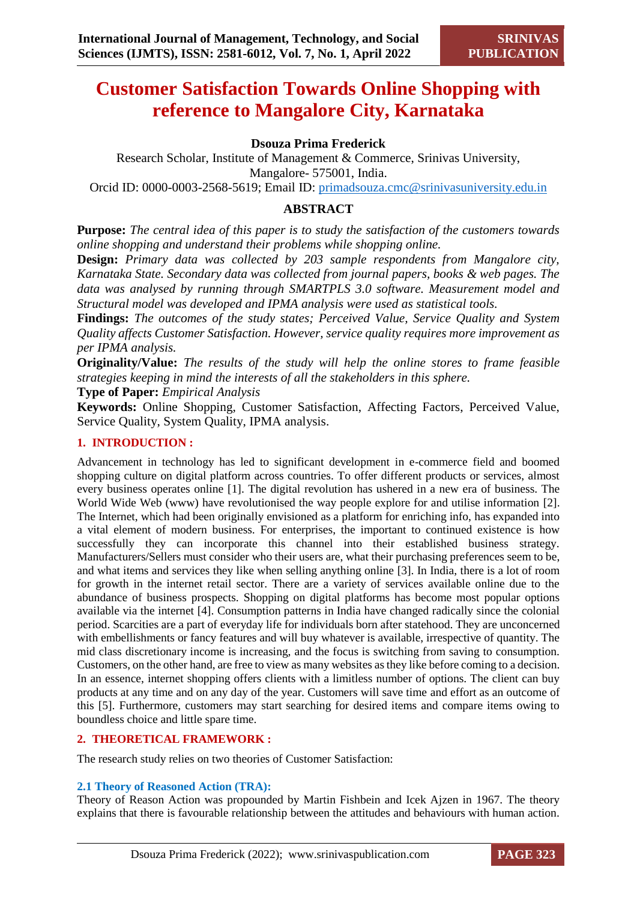# Customer Satisfaction Towards Online Shopping with reference to Mangalore City, Karnataka

**Dsouza Prima Frederick**

Research Scholar, Institute of Management & Commerce, Srinivas University, Mangalore- 575001, India.

Orcid ID: 0000-0003-2568-5619; Email ID: primadsouza.cmc@srinivasuniversity.edu.in

## ABSTRACT

**Purpose:** *The central idea of this paper is to study the satisfaction of the customers towards online shopping and understand their problems while shopping online.*

**Design:** *Primary data was collected by 203 sample respondents from Mangalore city, Karnataka State. Secondary data was collected from journal papers, books & web pages. The data was analysed by running through SMARTPLS 3.0 software. Measurement model and Structural model was developed and IPMA analysis were used as statistical tools.*

**Findings:** *The outcomes of the study states; Perceived Value, Service Quality and System Quality affects Customer Satisfaction. However, service quality requires more improvement as per IPMA analysis.*

**Originality/Value:** *The results of the study will help the online stores to frame feasible strategies keeping in mind the interests of all the stakeholders in this sphere.*

**Type of Paper:** *Empirical Analysis*

**Keywords:** Online Shopping, Customer Satisfaction, Affecting Factors, Perceived Value, Service Quality, System Quality, IPMA analysis.

## 1. INTRODUCTION :

Advancement in technology has led to significant development in e-commerce field and boomed shopping culture on digital platform across countries. To offer different products or services, almost every business operates online [1]. The digital revolution has ushered in a new era of business. The World Wide Web (www) have revolutionised the way people explore for and utilise information [2]. The Internet, which had been originally envisioned as a platform for enriching info, has expanded into a vital element of modern business. For enterprises, the important to continued existence is how successfully they can incorporate this channel into their established business strategy. Manufacturers/Sellers must consider who their users are, what their purchasing preferences seem to be, and what items and services they like when selling anything online [3]. In India, there is a lot of room for growth in the internet retail sector. There are a variety of services available online due to the abundance of business prospects. Shopping on digital platforms has become most popular options available via the internet [4]. Consumption patterns in India have changed radically since the colonial period. Scarcities are a part of everyday life for individuals born after statehood. They are unconcerned with embellishments or fancy features and will buy whatever is available, irrespective of quantity. The mid class discretionary income is increasing, and the focus is switching from saving to consumption. Customers, on the other hand, are free to view as many websites as they like before coming to a decision. In an essence, internet shopping offers clients with a limitless number of options. The client can buy products at any time and on any day of the year. Customers will save time and effort as an outcome of this [5]. Furthermore, customers may start searching for desired items and compare items owing to boundless choice and little spare time.

## 2. THEORETICAL FRAMEWORK :

The research study relies on two theories of Customer Satisfaction:

### 2.1 Theory of Reasoned Action (TRA):

Theory of Reason Action was propounded by Martin Fishbein and Icek Ajzen in 1967. The theory explains that there is favourable relationship between the attitudes and behaviours with human action.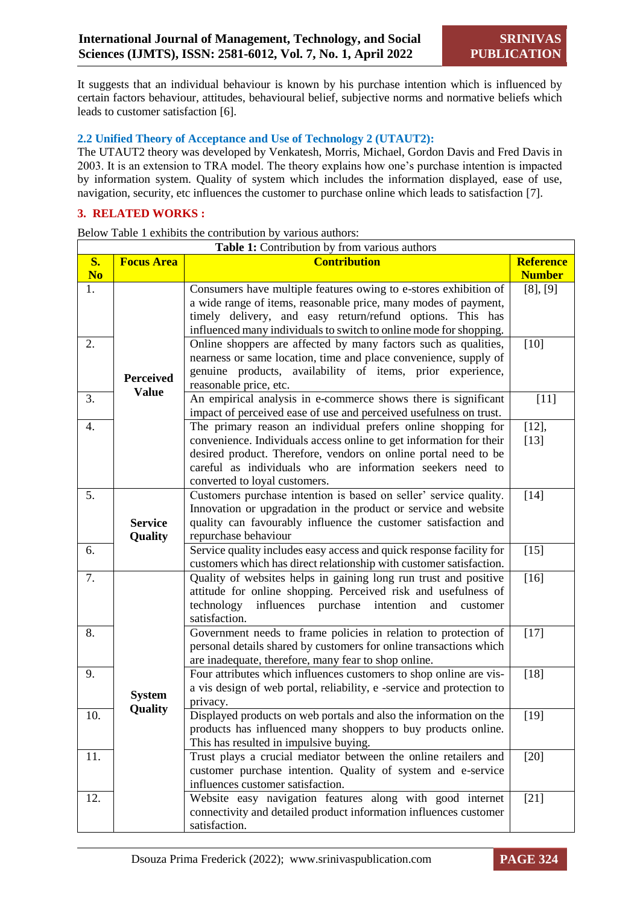It suggests that an individual behaviour is known by his purchase intention which is influenced by certain factors behaviour, attitudes, behavioural belief, subjective norms and normative beliefs which leads to customer satisfaction [6].

### 2.2 Unified Theory of Acceptance and Use of Technology 2 (UTAUT2):

The UTAUT2 theory was developed by Venkatesh, Morris, Michael, Gordon Davis and Fred Davis in 2003. It is an extension to TRA model. The theory explains how one's purchase intention is impacted by information system. Quality of system which includes the information displayed, ease of use, navigation, security, etc influences the customer to purchase online which leads to satisfaction [7].

## 3. RELATED WORKS :

Below Table 1 exhibits the contribution by various authors:

**Table 1:** Contribution by from various authors

| S. No | Focus Area | Contribution | Reference Number |
|---|---|---|---|
| 1. | Perceived Value | Consumers have multiple features owing to e-stores exhibition of a wide range of items, reasonable price, many modes of payment, timely delivery, and easy return/refund options. This has influenced many individuals to switch to online mode for shopping. | [8], [9] |
| 2. | | Online shoppers are affected by many factors such as qualities, nearness or same location, time and place convenience, supply of genuine products, availability of items, prior experience, reasonable price, etc. | [10] |
| 3. | | An empirical analysis in e-commerce shows there is significant impact of perceived ease of use and perceived usefulness on trust. | [11] |
| 4. | | The primary reason an individual prefers online shopping for convenience. Individuals access online to get information for their desired product. Therefore, vendors on online portal need to be careful as individuals who are information seekers need to converted to loyal customers. | [12], [13] |
| 5. | Service Quality | Customers purchase intention is based on seller' service quality. Innovation or upgradation in the product or service and website quality can favourably influence the customer satisfaction and repurchase behaviour | [14] |
| 6. | | Service quality includes easy access and quick response facility for customers which has direct relationship with customer satisfaction. | [15] |
| 7. | System Quality | Quality of websites helps in gaining long run trust and positive attitude for online shopping. Perceived risk and usefulness of technology influences purchase intention and customer satisfaction. | [16] |
| 8. | | Government needs to frame policies in relation to protection of personal details shared by customers for online transactions which are inadequate, therefore, many fear to shop online. | [17] |
| 9. | | Four attributes which influences customers to shop online are vis-a vis design of web portal, reliability, e -service and protection to privacy. | [18] |
| 10. | | Displayed products on web portals and also the information on the products has influenced many shoppers to buy products online. This has resulted in impulsive buying. | [19] |
| 11. | | Trust plays a crucial mediator between the online retailers and customer purchase intention. Quality of system and e-service influences customer satisfaction. | [20] |
| 12. | | Website easy navigation features along with good internet connectivity and detailed product information influences customer satisfaction. | [21] |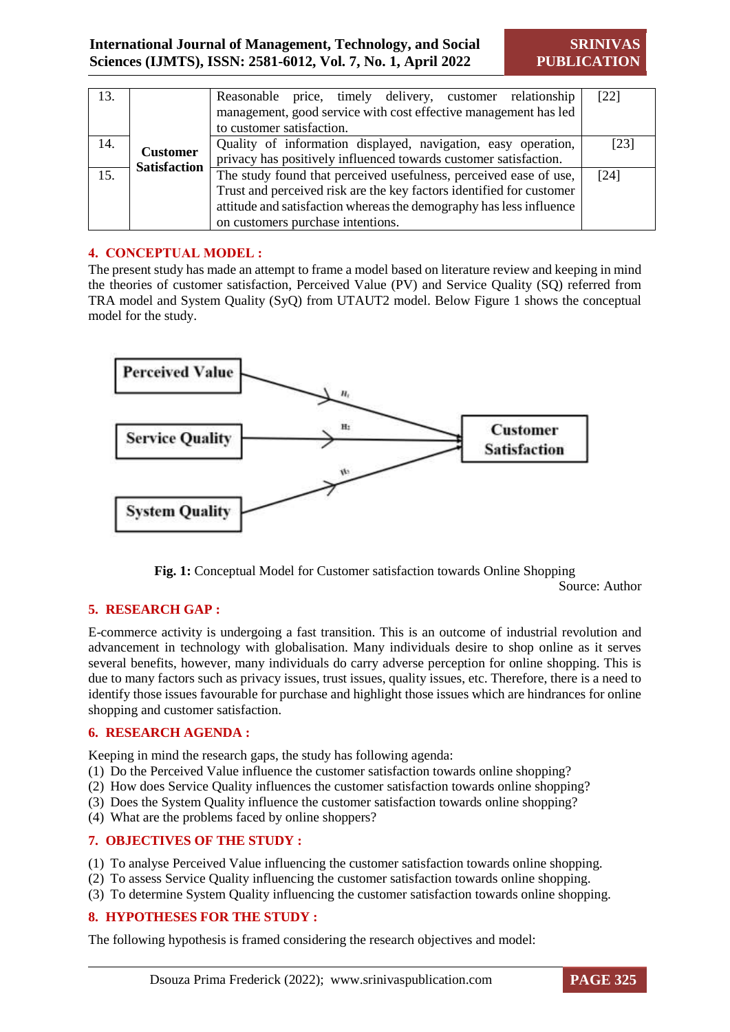| 13. | Customer Satisfaction | Reasonable price, timely delivery, customer relationship management, good service with cost effective management has led to customer satisfaction. | [22] |
|---|---|---|---|
| 14. | | Quality of information displayed, navigation, easy operation, privacy has positively influenced towards customer satisfaction. | [23] |
| 15. | | The study found that perceived usefulness, perceived ease of use, Trust and perceived risk are the key factors identified for customer attitude and satisfaction whereas the demography has less influence on customers purchase intentions. | [24] |

## 4. CONCEPTUAL MODEL :

The present study has made an attempt to frame a model based on literature review and keeping in mind the theories of customer satisfaction, Perceived Value (PV) and Service Quality (SQ) referred from TRA model and System Quality (SyQ) from UTAUT2 model. Below Figure 1 shows the conceptual model for the study.

**Fig. 1:** Conceptual Model for Customer satisfaction towards Online Shopping

Source: Author

## 5. RESEARCH GAP :

E-commerce activity is undergoing a fast transition. This is an outcome of industrial revolution and advancement in technology with globalisation. Many individuals desire to shop online as it serves several benefits, however, many individuals do carry adverse perception for online shopping. This is due to many factors such as privacy issues, trust issues, quality issues, etc. Therefore, there is a need to identify those issues favourable for purchase and highlight those issues which are hindrances for online shopping and customer satisfaction.

## 6. RESEARCH AGENDA :

Keeping in mind the research gaps, the study has following agenda:

(1) Do the Perceived Value influence the customer satisfaction towards online shopping?
(2) How does Service Quality influences the customer satisfaction towards online shopping?
(3) Does the System Quality influence the customer satisfaction towards online shopping?
(4) What are the problems faced by online shoppers?

## 7. OBJECTIVES OF THE STUDY :

(1) To analyse Perceived Value influencing the customer satisfaction towards online shopping.
(2) To assess Service Quality influencing the customer satisfaction towards online shopping.
(3) To determine System Quality influencing the customer satisfaction towards online shopping.

## 8. HYPOTHESES FOR THE STUDY :

The following hypothesis is framed considering the research objectives and model: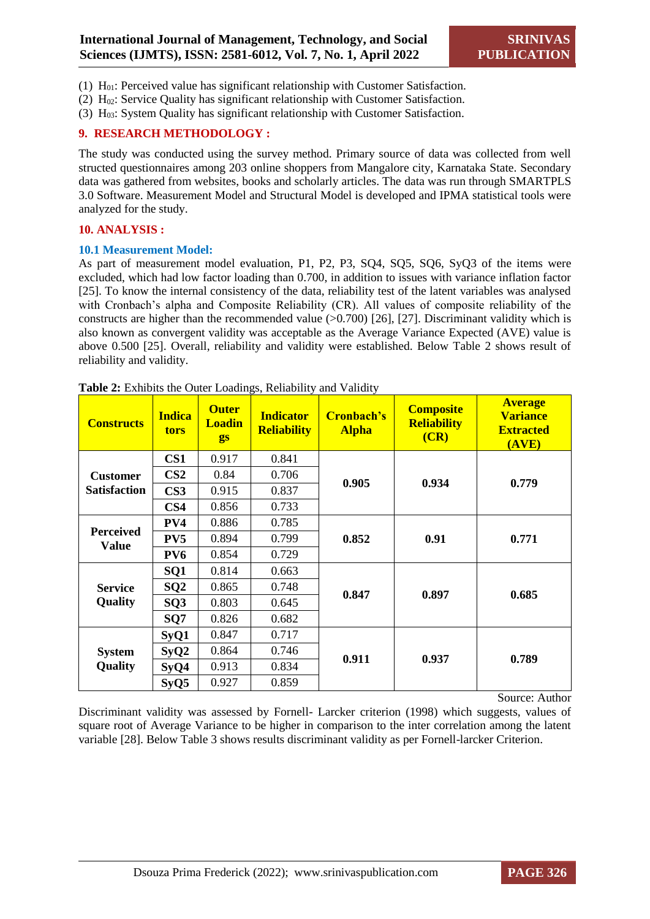(1) $H_{01}$: Perceived value has significant relationship with Customer Satisfaction.
(2) $H_{02}$: Service Quality has significant relationship with Customer Satisfaction.
(3) $H_{03}$: System Quality has significant relationship with Customer Satisfaction.

## 9. RESEARCH METHODOLOGY :

The study was conducted using the survey method. Primary source of data was collected from well structed questionnaires among 203 online shoppers from Mangalore city, Karnataka State. Secondary data was gathered from websites, books and scholarly articles. The data was run through SMARTPLS 3.0 Software. Measurement Model and Structural Model is developed and IPMA statistical tools were analyzed for the study.

## 10. ANALYSIS :

### 10.1 Measurement Model:

As part of measurement model evaluation, P1, P2, P3, SQ4, SQ5, SQ6, SyQ3 of the items were excluded, which had low factor loading than 0.700, in addition to issues with variance inflation factor [25]. To know the internal consistency of the data, reliability test of the latent variables was analysed with Cronbach's alpha and Composite Reliability (CR). All values of composite reliability of the constructs are higher than the recommended value (>0.700) [26], [27]. Discriminant validity which is also known as convergent validity was acceptable as the Average Variance Expected (AVE) value is above 0.500 [25]. Overall, reliability and validity were established. Below Table 2 shows result of reliability and validity.

**Table 2:** Exhibits the Outer Loadings, Reliability and Validity

| Constructs | Indicators | Outer Loadings | Indicator Reliability | Cronbach's Alpha | Composite Reliability (CR) | Average Variance Extracted (AVE) |
|---|---|---|---|---|---|---|
| Customer Satisfaction | CS1 | 0.917 | 0.841 | 0.905 | 0.934 | 0.779 |
| | CS2 | 0.84 | 0.706 | | | |
| | CS3 | 0.915 | 0.837 | | | |
| | CS4 | 0.856 | 0.733 | | | |
| Perceived Value | PV4 | 0.886 | 0.785 | 0.852 | 0.91 | 0.771 |
| | PV5 | 0.894 | 0.799 | | | |
| | PV6 | 0.854 | 0.729 | | | |
| Service Quality | SQ1 | 0.814 | 0.663 | 0.847 | 0.897 | 0.685 |
| | SQ2 | 0.865 | 0.748 | | | |
| | SQ3 | 0.803 | 0.645 | | | |
| | SQ7 | 0.826 | 0.682 | | | |
| System Quality | SyQ1 | 0.847 | 0.717 | 0.911 | 0.937 | 0.789 |
| | SyQ2 | 0.864 | 0.746 | | | |
| | SyQ4 | 0.913 | 0.834 | | | |
| | SyQ5 | 0.927 | 0.859 | | | |

Source: Author

Discriminant validity was assessed by Fornell- Larcker criterion (1998) which suggests, values of square root of Average Variance to be higher in comparison to the inter correlation among the latent variable [28]. Below Table 3 shows results discriminant validity as per Fornell-larcker Criterion.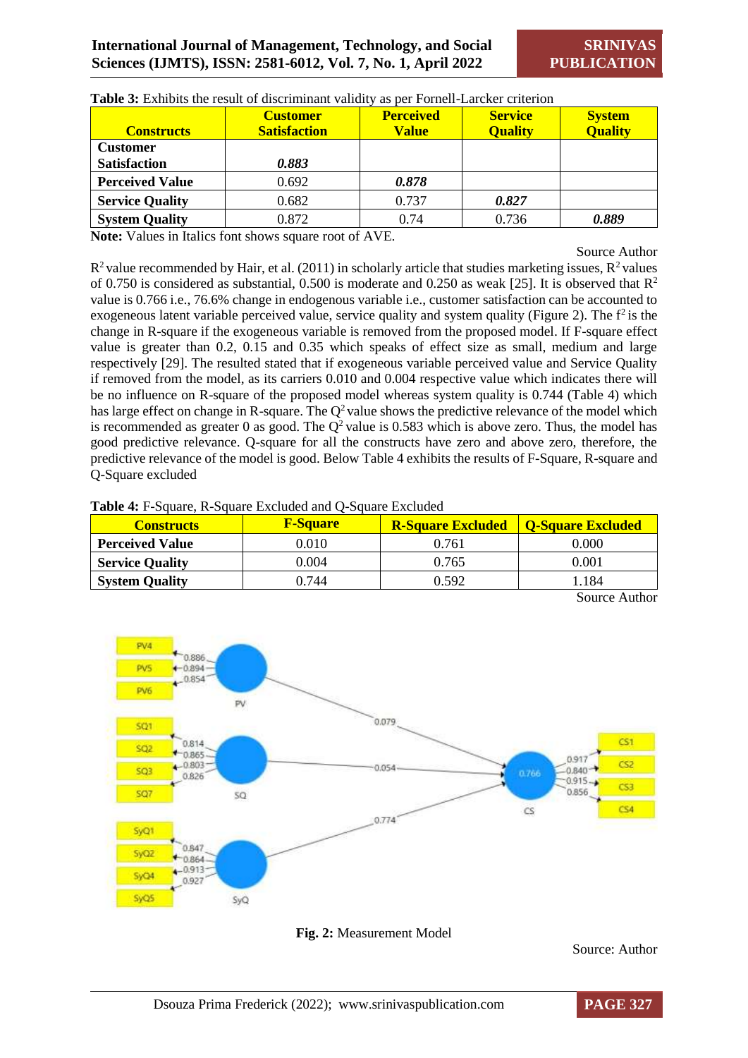**Table 3:** Exhibits the result of discriminant validity as per Fornell-Larcker criterion

| Constructs | Customer Satisfaction | Perceived Value | Service Quality | System Quality |
|---|---|---|---|---|
| **Customer Satisfaction** | ***0.883*** | | | |
| **Perceived Value** | 0.692 | ***0.878*** | | |
| **Service Quality** | 0.682 | 0.737 | ***0.827*** | |
| **System Quality** | 0.872 | 0.74 | 0.736 | ***0.889*** |

**Note:** Values in Italics font shows square root of AVE.

Source Author

$R^2$ value recommended by Hair, et al. (2011) in scholarly article that studies marketing issues, $R^2$ values of 0.750 is considered as substantial, 0.500 is moderate and 0.250 as weak [25]. It is observed that $R^2$ value is 0.766 i.e., 76.6% change in endogenous variable i.e., customer satisfaction can be accounted to exogeneous latent variable perceived value, service quality and system quality (Figure 2). The $f^2$ is the change in R-square if the exogeneous variable is removed from the proposed model. If F-square effect value is greater than 0.2, 0.15 and 0.35 which speaks of effect size as small, medium and large respectively [29]. The resulted stated that if exogeneous variable perceived value and Service Quality if removed from the model, as its carriers 0.010 and 0.004 respective value which indicates there will be no influence on R-square of the proposed model whereas system quality is 0.744 (Table 4) which has large effect on change in R-square. The $Q^2$ value shows the predictive relevance of the model which is recommended as greater 0 as good. The $Q^2$ value is 0.583 which is above zero. Thus, the model has good predictive relevance. Q-square for all the constructs have zero and above zero, therefore, the predictive relevance of the model is good. Below Table 4 exhibits the results of F-Square, R-square and Q-Square excluded

**Table 4:** F-Square, R-Square Excluded and Q-Square Excluded

| Constructs | F-Square | R-Square Excluded | Q-Square Excluded |
|---|---|---|---|
| **Perceived Value** | 0.010 | 0.761 | 0.000 |
| **Service Quality** | 0.004 | 0.765 | 0.001 |
| **System Quality** | 0.744 | 0.592 | 1.184 |

Source Author

**Fig. 2:** Measurement Model

Source: Author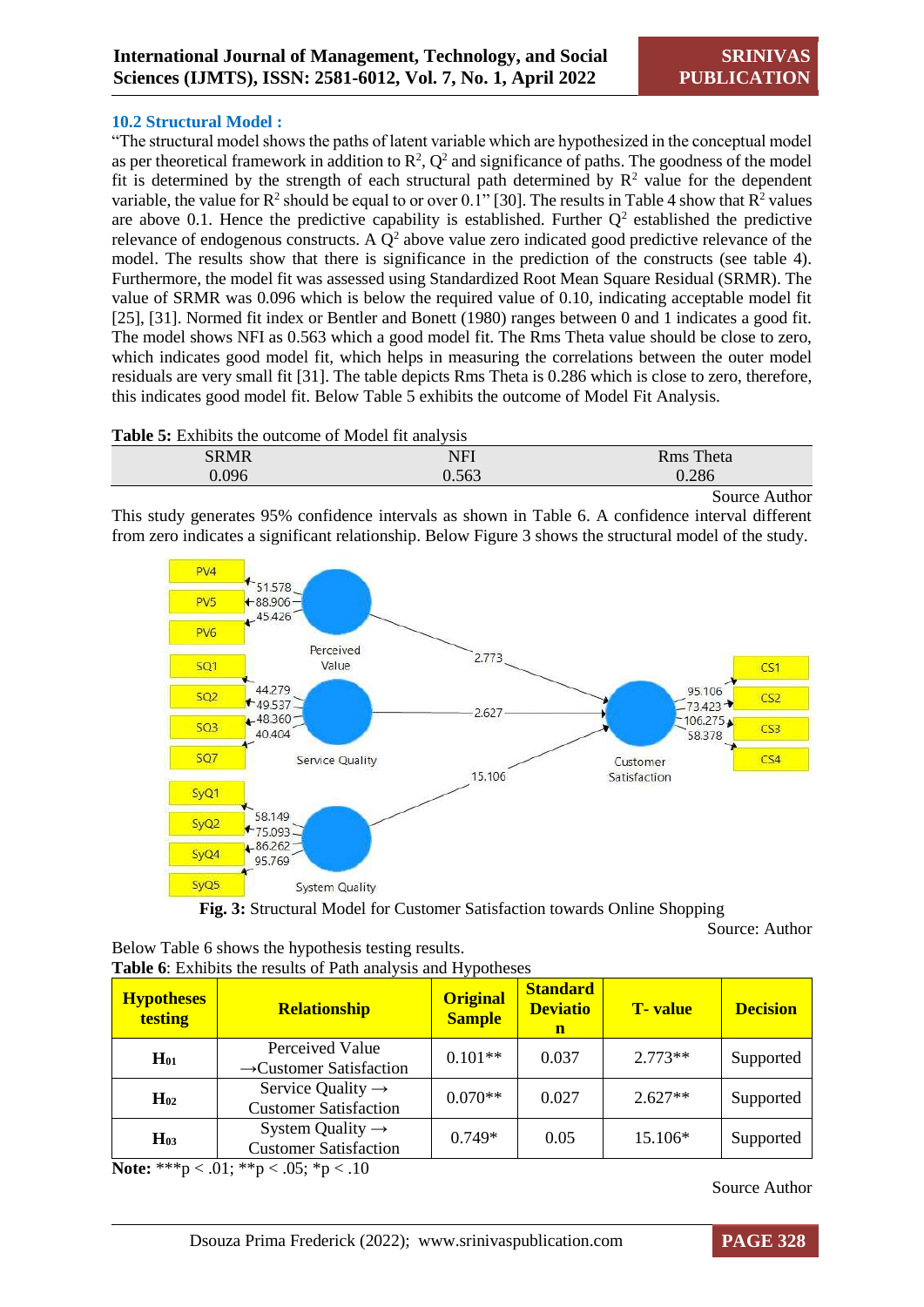### 10.2 Structural Model :

"The structural model shows the paths of latent variable which are hypothesized in the conceptual model as per theoretical framework in addition to $R^2$, $Q^2$ and significance of paths. The goodness of the model fit is determined by the strength of each structural path determined by $R^2$ value for the dependent variable, the value for $R^2$ should be equal to or over 0.1" [30]. The results in Table 4 show that $R^2$ values are above 0.1. Hence the predictive capability is established. Further $Q^2$ established the predictive relevance of endogenous constructs. A $Q^2$ above value zero indicated good predictive relevance of the model. The results show that there is significance in the prediction of the constructs (see table 4). Furthermore, the model fit was assessed using Standardized Root Mean Square Residual (SRMR). The value of SRMR was 0.096 which is below the required value of 0.10, indicating acceptable model fit [25], [31]. Normed fit index or Bentler and Bonett (1980) ranges between 0 and 1 indicates a good fit. The model shows NFI as 0.563 which a good model fit. The Rms Theta value should be close to zero, which indicates good model fit, which helps in measuring the correlations between the outer model residuals are very small fit [31]. The table depicts Rms Theta is 0.286 which is close to zero, therefore, this indicates good model fit. Below Table 5 exhibits the outcome of Model Fit Analysis.

**Table 5:** Exhibits the outcome of Model fit analysis

| SRMR | NFI | Rms Theta |
|---|---|---|
| 0.096 | 0.563 | 0.286 |

Source Author

This study generates 95% confidence intervals as shown in Table 6. A confidence interval different from zero indicates a significant relationship. Below Figure 3 shows the structural model of the study.

**Fig. 3:** Structural Model for Customer Satisfaction towards Online Shopping

Source: Author

Below Table 6 shows the hypothesis testing results.

**Table 6**: Exhibits the results of Path analysis and Hypotheses

| Hypotheses testing | Relationship | Original Sample | Standard Deviation | T- value | Decision |
|---|---|---|---|---|---|
| **$H_{01}$** | Perceived Value →Customer Satisfaction | 0.101** | 0.037 | 2.773** | Supported |
| **$H_{02}$** | Service Quality → Customer Satisfaction | 0.070** | 0.027 | 2.627** | Supported |
| **$H_{03}$** | System Quality → Customer Satisfaction | 0.749* | 0.05 | 15.106* | Supported |

**Note:** ***p < .01; **p < .05; *p < .10

Source Author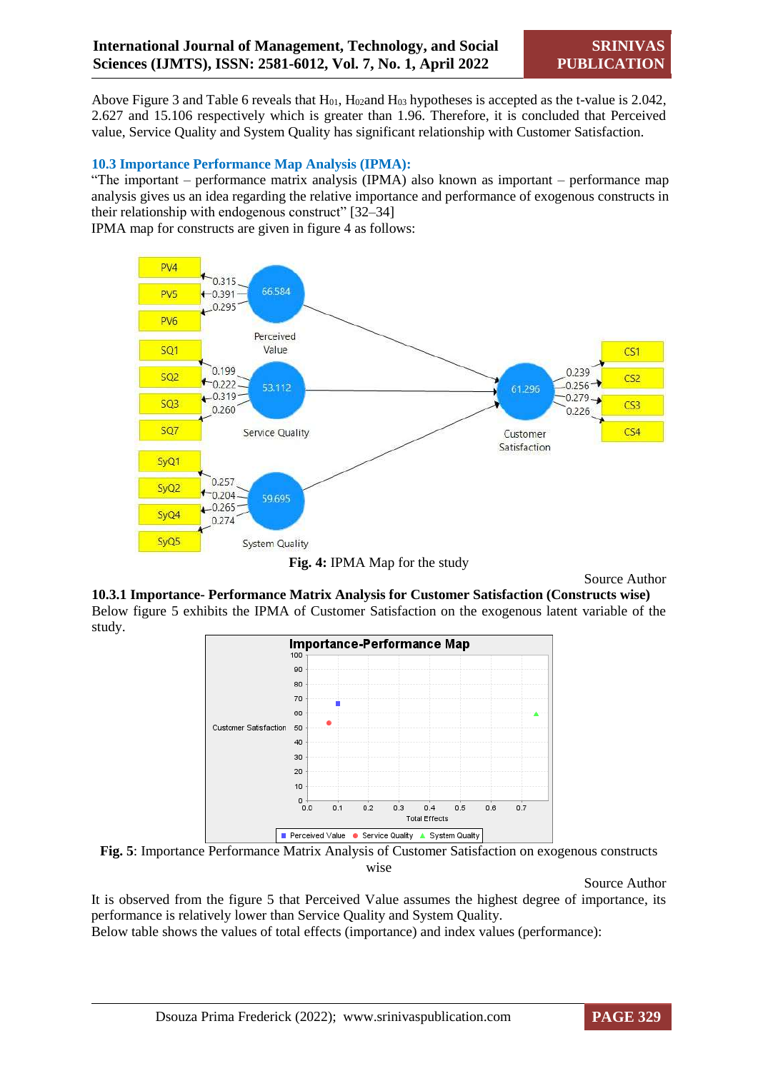Above Figure 3 and Table 6 reveals that $H_{01}$, $H_{02}$ and $H_{03}$ hypotheses is accepted as the t-value is 2.042, 2.627 and 15.106 respectively which is greater than 1.96. Therefore, it is concluded that Perceived value, Service Quality and System Quality has significant relationship with Customer Satisfaction.

### 10.3 Importance Performance Map Analysis (IPMA):

"The important – performance matrix analysis (IPMA) also known as important – performance map analysis gives us an idea regarding the relative importance and performance of exogenous constructs in their relationship with endogenous construct" [32–34]

IPMA map for constructs are given in figure 4 as follows:

**Fig. 4:** IPMA Map for the study

Source Author

#### 10.3.1 Importance- Performance Matrix Analysis for Customer Satisfaction (Constructs wise)

Below figure 5 exhibits the IPMA of Customer Satisfaction on the exogenous latent variable of the study.

**Fig. 5**: Importance Performance Matrix Analysis of Customer Satisfaction on exogenous constructs wise

Source Author

It is observed from the figure 5 that Perceived Value assumes the highest degree of importance, its performance is relatively lower than Service Quality and System Quality.

Below table shows the values of total effects (importance) and index values (performance):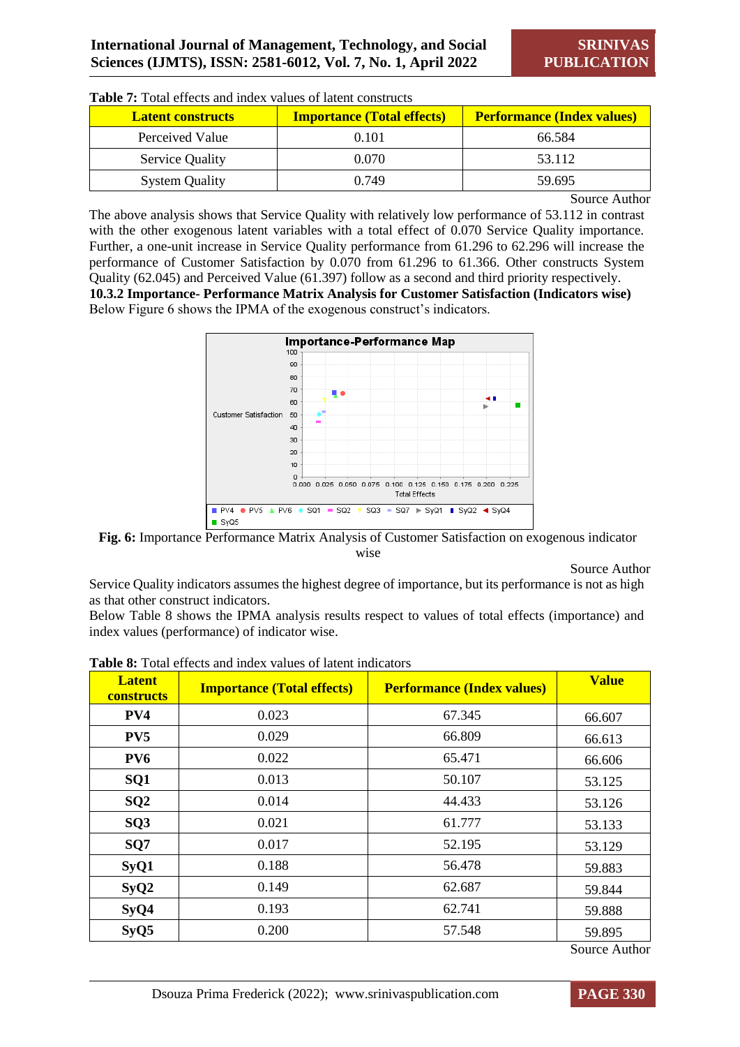**Table 7:** Total effects and index values of latent constructs

| Latent constructs | Importance (Total effects) | Performance (Index values) |
|---|---|---|
| Perceived Value | 0.101 | 66.584 |
| Service Quality | 0.070 | 53.112 |
| System Quality | 0.749 | 59.695 |

Source Author

The above analysis shows that Service Quality with relatively low performance of 53.112 in contrast with the other exogenous latent variables with a total effect of 0.070 Service Quality importance. Further, a one-unit increase in Service Quality performance from 61.296 to 62.296 will increase the performance of Customer Satisfaction by 0.070 from 61.296 to 61.366. Other constructs System Quality (62.045) and Perceived Value (61.397) follow as a second and third priority respectively.

**10.3.2 Importance- Performance Matrix Analysis for Customer Satisfaction (Indicators wise)**

Below Figure 6 shows the IPMA of the exogenous construct's indicators.

**Fig. 6:** Importance Performance Matrix Analysis of Customer Satisfaction on exogenous indicator wise

Source Author

Service Quality indicators assumes the highest degree of importance, but its performance is not as high as that other construct indicators.

Below Table 8 shows the IPMA analysis results respect to values of total effects (importance) and index values (performance) of indicator wise.

**Table 8:** Total effects and index values of latent indicators

| Latent constructs | Importance (Total effects) | Performance (Index values) | Value |
|---|---|---|---|
| **PV4** | 0.023 | 67.345 | 66.607 |
| **PV5** | 0.029 | 66.809 | 66.613 |
| **PV6** | 0.022 | 65.471 | 66.606 |
| **SQ1** | 0.013 | 50.107 | 53.125 |
| **SQ2** | 0.014 | 44.433 | 53.126 |
| **SQ3** | 0.021 | 61.777 | 53.133 |
| **SQ7** | 0.017 | 52.195 | 53.129 |
| **SyQ1** | 0.188 | 56.478 | 59.883 |
| **SyQ2** | 0.149 | 62.687 | 59.844 |
| **SyQ4** | 0.193 | 62.741 | 59.888 |
| **SyQ5** | 0.200 | 57.548 | 59.895 |

Source Author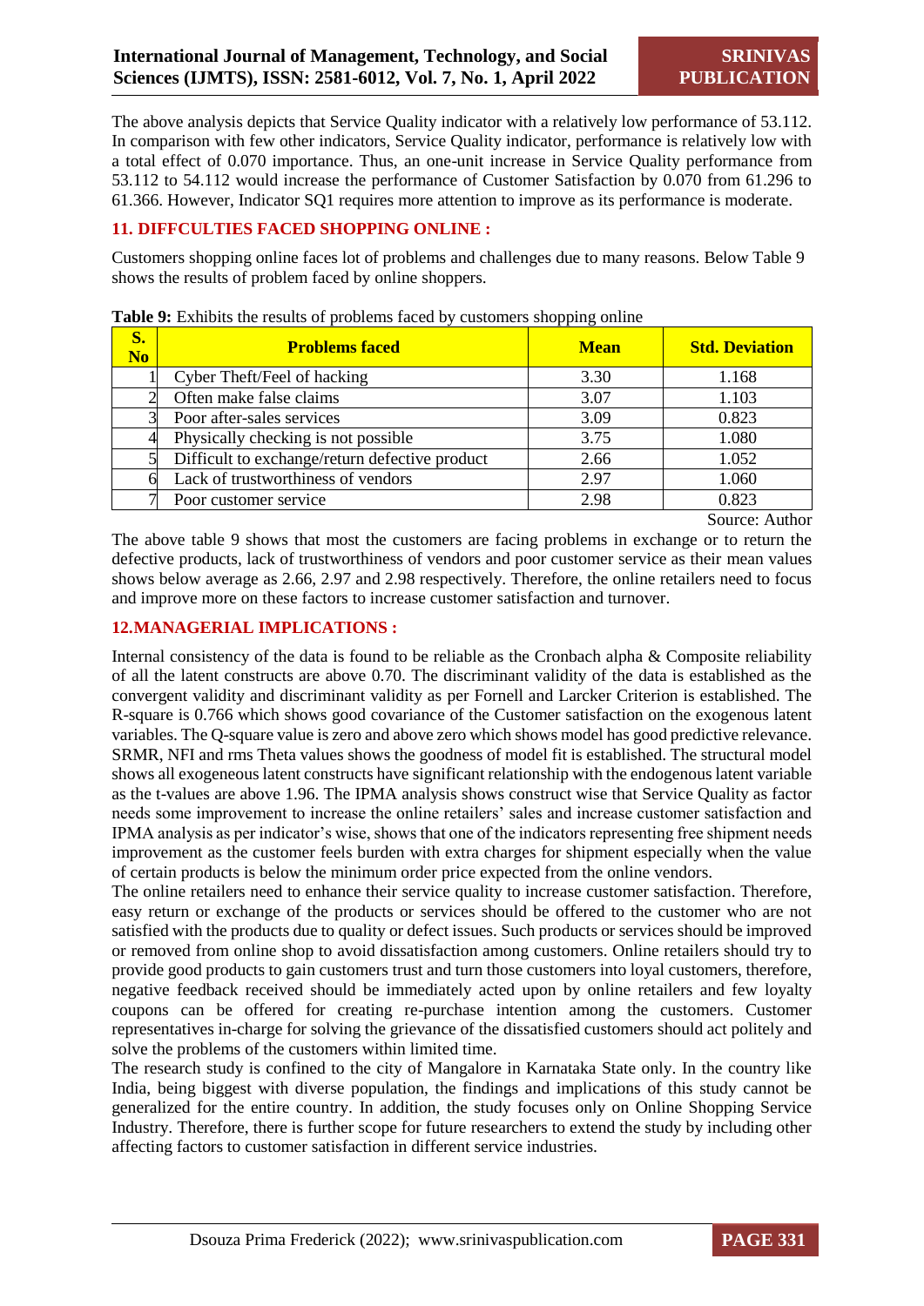The above analysis depicts that Service Quality indicator with a relatively low performance of 53.112. In comparison with few other indicators, Service Quality indicator, performance is relatively low with a total effect of 0.070 importance. Thus, an one-unit increase in Service Quality performance from 53.112 to 54.112 would increase the performance of Customer Satisfaction by 0.070 from 61.296 to 61.366. However, Indicator SQ1 requires more attention to improve as its performance is moderate.

## 11. DIFFCULTIES FACED SHOPPING ONLINE :

Customers shopping online faces lot of problems and challenges due to many reasons. Below Table 9 shows the results of problem faced by online shoppers.

**Table 9:** Exhibits the results of problems faced by customers shopping online

| S. No | Problems faced | Mean | Std. Deviation |
|---|---|---|---|
| 1 | Cyber Theft/Feel of hacking | 3.30 | 1.168 |
| 2 | Often make false claims | 3.07 | 1.103 |
| 3 | Poor after-sales services | 3.09 | 0.823 |
| 4 | Physically checking is not possible | 3.75 | 1.080 |
| 5 | Difficult to exchange/return defective product | 2.66 | 1.052 |
| 6 | Lack of trustworthiness of vendors | 2.97 | 1.060 |
| 7 | Poor customer service | 2.98 | 0.823 |

Source: Author

The above table 9 shows that most the customers are facing problems in exchange or to return the defective products, lack of trustworthiness of vendors and poor customer service as their mean values shows below average as 2.66, 2.97 and 2.98 respectively. Therefore, the online retailers need to focus and improve more on these factors to increase customer satisfaction and turnover.

## 12.MANAGERIAL IMPLICATIONS :

Internal consistency of the data is found to be reliable as the Cronbach alpha & Composite reliability of all the latent constructs are above 0.70. The discriminant validity of the data is established as the convergent validity and discriminant validity as per Fornell and Larcker Criterion is established. The R-square is 0.766 which shows good covariance of the Customer satisfaction on the exogenous latent variables. The Q-square value is zero and above zero which shows model has good predictive relevance. SRMR, NFI and rms Theta values shows the goodness of model fit is established. The structural model shows all exogeneous latent constructs have significant relationship with the endogenous latent variable as the t-values are above 1.96. The IPMA analysis shows construct wise that Service Quality as factor needs some improvement to increase the online retailers' sales and increase customer satisfaction and IPMA analysis as per indicator's wise, shows that one of the indicators representing free shipment needs improvement as the customer feels burden with extra charges for shipment especially when the value of certain products is below the minimum order price expected from the online vendors.

The online retailers need to enhance their service quality to increase customer satisfaction. Therefore, easy return or exchange of the products or services should be offered to the customer who are not satisfied with the products due to quality or defect issues. Such products or services should be improved or removed from online shop to avoid dissatisfaction among customers. Online retailers should try to provide good products to gain customers trust and turn those customers into loyal customers, therefore, negative feedback received should be immediately acted upon by online retailers and few loyalty coupons can be offered for creating re-purchase intention among the customers. Customer representatives in-charge for solving the grievance of the dissatisfied customers should act politely and solve the problems of the customers within limited time.

The research study is confined to the city of Mangalore in Karnataka State only. In the country like India, being biggest with diverse population, the findings and implications of this study cannot be generalized for the entire country. In addition, the study focuses only on Online Shopping Service Industry. Therefore, there is further scope for future researchers to extend the study by including other affecting factors to customer satisfaction in different service industries.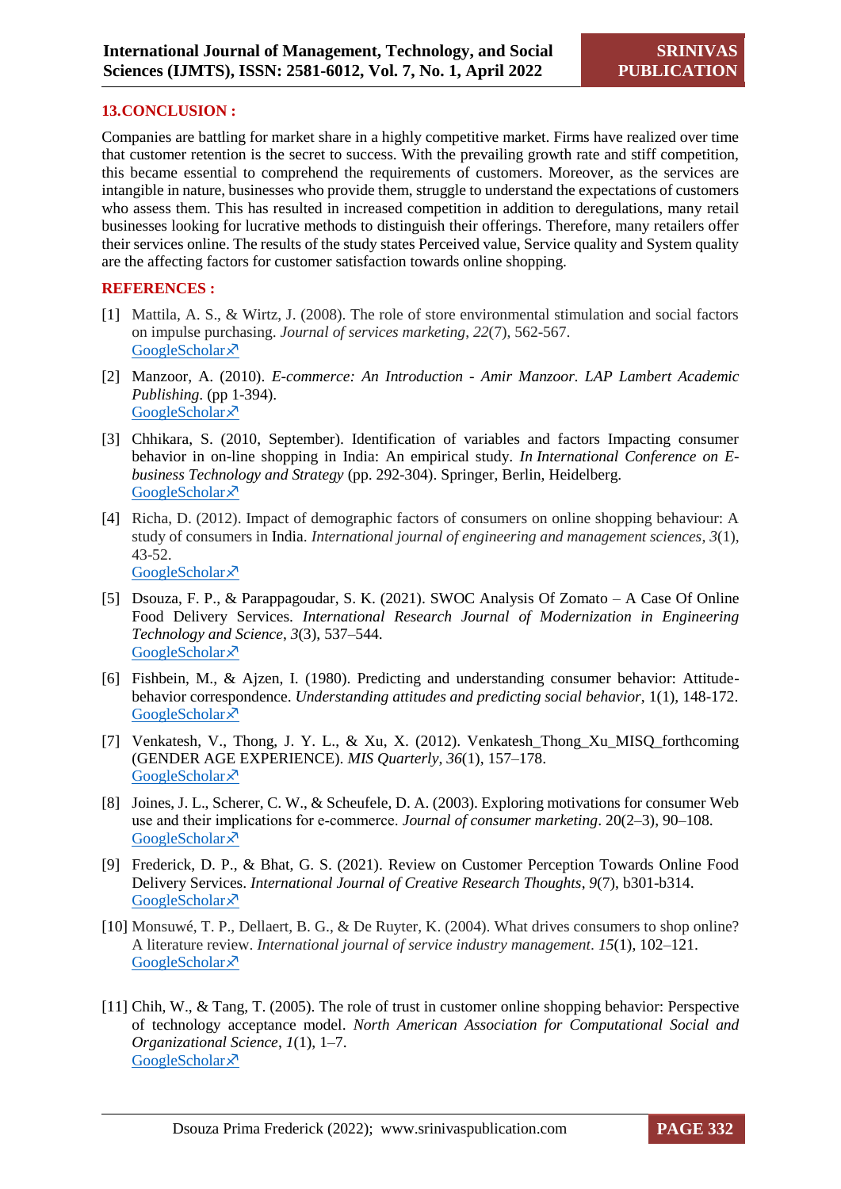## 13.CONCLUSION :

Companies are battling for market share in a highly competitive market. Firms have realized over time that customer retention is the secret to success. With the prevailing growth rate and stiff competition, this became essential to comprehend the requirements of customers. Moreover, as the services are intangible in nature, businesses who provide them, struggle to understand the expectations of customers who assess them. This has resulted in increased competition in addition to deregulations, many retail businesses looking for lucrative methods to distinguish their offerings. Therefore, many retailers offer their services online. The results of the study states Perceived value, Service quality and System quality are the affecting factors for customer satisfaction towards online shopping.

## REFERENCES :

[1] Mattila, A. S., & Wirtz, J. (2008). The role of store environmental stimulation and social factors on impulse purchasing. *Journal of services marketing*, *22*(7), 562-567. GoogleScholar↗

[2] Manzoor, A. (2010). *E-commerce: An Introduction - Amir Manzoor. LAP Lambert Academic Publishing*. (pp 1-394). GoogleScholar↗

[3] Chhikara, S. (2010, September). Identification of variables and factors Impacting consumer behavior in on-line shopping in India: An empirical study. *In International Conference on E-business Technology and Strategy* (pp. 292-304). Springer, Berlin, Heidelberg. GoogleScholar↗

[4] Richa, D. (2012). Impact of demographic factors of consumers on online shopping behaviour: A study of consumers in India. *International journal of engineering and management sciences*, *3*(1), 43-52. GoogleScholar↗

[5] Dsouza, F. P., & Parappagoudar, S. K. (2021). SWOC Analysis Of Zomato – A Case Of Online Food Delivery Services. *International Research Journal of Modernization in Engineering Technology and Science*, *3*(3), 537–544. GoogleScholar↗

[6] Fishbein, M., & Ajzen, I. (1980). Predicting and understanding consumer behavior: Attitude-behavior correspondence. *Understanding attitudes and predicting social behavior*, 1(1), 148-172. GoogleScholar↗

[7] Venkatesh, V., Thong, J. Y. L., & Xu, X. (2012). Venkatesh_Thong_Xu_MISQ_forthcoming (GENDER AGE EXPERIENCE). *MIS Quarterly*, *36*(1), 157–178. GoogleScholar↗

[8] Joines, J. L., Scherer, C. W., & Scheufele, D. A. (2003). Exploring motivations for consumer Web use and their implications for e-commerce. *Journal of consumer marketing*. 20(2–3), 90–108. GoogleScholar↗

[9] Frederick, D. P., & Bhat, G. S. (2021). Review on Customer Perception Towards Online Food Delivery Services. *International Journal of Creative Research Thoughts*, *9*(7), b301-b314. GoogleScholar↗

[10] Monsuwé, T. P., Dellaert, B. G., & De Ruyter, K. (2004). What drives consumers to shop online? A literature review. *International journal of service industry management*. *15*(1), 102–121. GoogleScholar↗

[11] Chih, W., & Tang, T. (2005). The role of trust in customer online shopping behavior: Perspective of technology acceptance model. *North American Association for Computational Social and Organizational Science*, *1*(1), 1–7. GoogleScholar↗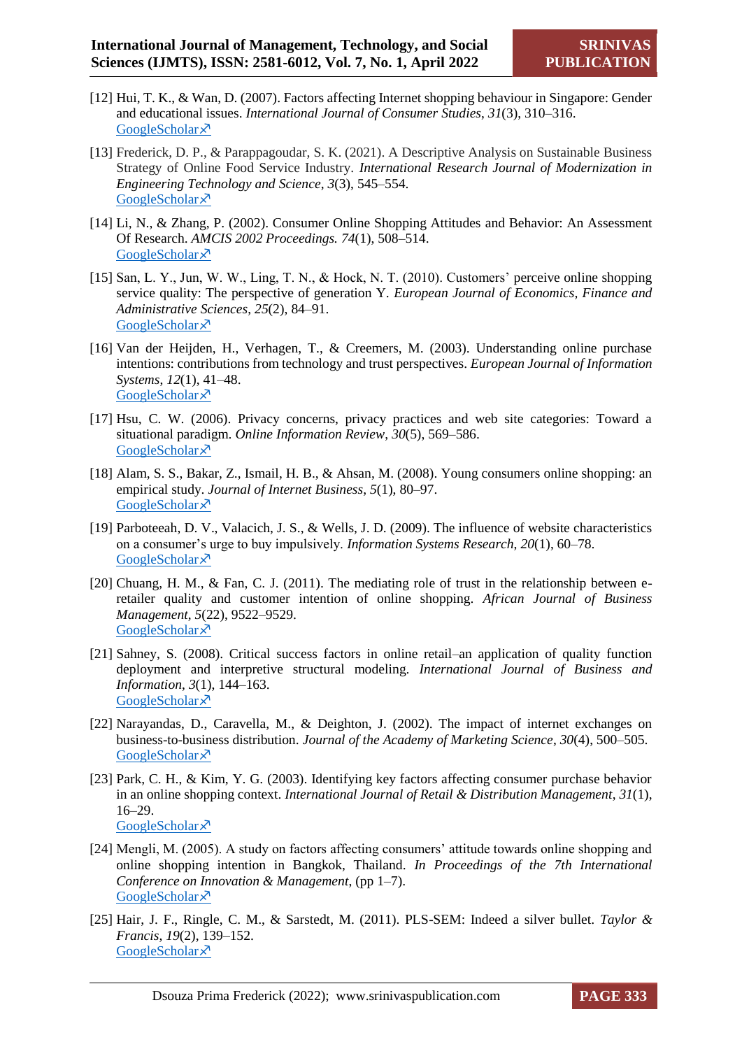[12] Hui, T. K., & Wan, D. (2007). Factors affecting Internet shopping behaviour in Singapore: Gender and educational issues. *International Journal of Consumer Studies*, *31*(3), 310–316. GoogleScholar↗

[13] Frederick, D. P., & Parappagoudar, S. K. (2021). A Descriptive Analysis on Sustainable Business Strategy of Online Food Service Industry. *International Research Journal of Modernization in Engineering Technology and Science*, *3*(3), 545–554. GoogleScholar↗

[14] Li, N., & Zhang, P. (2002). Consumer Online Shopping Attitudes and Behavior: An Assessment Of Research. *AMCIS 2002 Proceedings. 74*(1), 508–514. GoogleScholar↗

[15] San, L. Y., Jun, W. W., Ling, T. N., & Hock, N. T. (2010). Customers' perceive online shopping service quality: The perspective of generation Y. *European Journal of Economics, Finance and Administrative Sciences*, *25*(2), 84–91. GoogleScholar↗

[16] Van der Heijden, H., Verhagen, T., & Creemers, M. (2003). Understanding online purchase intentions: contributions from technology and trust perspectives. *European Journal of Information Systems*, *12*(1), 41–48. GoogleScholar↗

[17] Hsu, C. W. (2006). Privacy concerns, privacy practices and web site categories: Toward a situational paradigm. *Online Information Review*, *30*(5), 569–586. GoogleScholar↗

[18] Alam, S. S., Bakar, Z., Ismail, H. B., & Ahsan, M. (2008). Young consumers online shopping: an empirical study. *Journal of Internet Business*, *5*(1), 80–97. GoogleScholar↗

[19] Parboteeah, D. V., Valacich, J. S., & Wells, J. D. (2009). The influence of website characteristics on a consumer's urge to buy impulsively. *Information Systems Research, 20*(1), 60–78. GoogleScholar↗

[20] Chuang, H. M., & Fan, C. J. (2011). The mediating role of trust in the relationship between e-retailer quality and customer intention of online shopping. *African Journal of Business Management*, *5*(22), 9522–9529. GoogleScholar↗

[21] Sahney, S. (2008). Critical success factors in online retail–an application of quality function deployment and interpretive structural modeling. *International Journal of Business and Information*, *3*(1), 144–163. GoogleScholar↗

[22] Narayandas, D., Caravella, M., & Deighton, J. (2002). The impact of internet exchanges on business-to-business distribution. *Journal of the Academy of Marketing Science*, *30*(4), 500–505. GoogleScholar↗

[23] Park, C. H., & Kim, Y. G. (2003). Identifying key factors affecting consumer purchase behavior in an online shopping context. *International Journal of Retail & Distribution Management*, *31*(1), 16–29. GoogleScholar↗

[24] Mengli, M. (2005). A study on factors affecting consumers' attitude towards online shopping and online shopping intention in Bangkok, Thailand. *In Proceedings of the 7th International Conference on Innovation & Management*, (pp 1–7). GoogleScholar↗

[25] Hair, J. F., Ringle, C. M., & Sarstedt, M. (2011). PLS-SEM: Indeed a silver bullet. *Taylor & Francis*, *19*(2), 139–152. GoogleScholar↗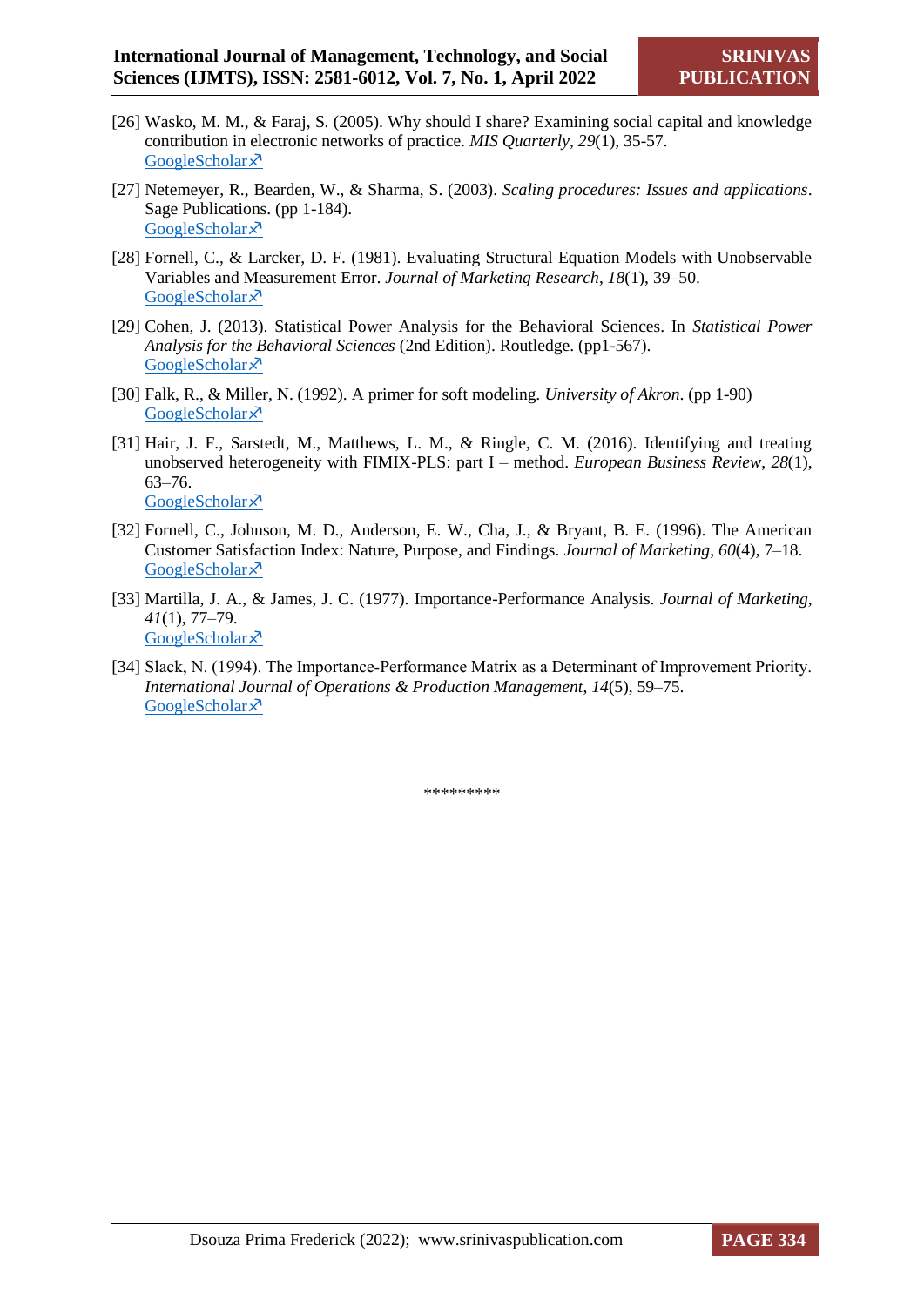[26] Wasko, M. M., & Faraj, S. (2005). Why should I share? Examining social capital and knowledge contribution in electronic networks of practice. *MIS Quarterly*, *29*(1), 35-57.
GoogleScholar↗

[27] Netemeyer, R., Bearden, W., & Sharma, S. (2003). *Scaling procedures: Issues and applications*. Sage Publications. (pp 1-184).
GoogleScholar↗

[28] Fornell, C., & Larcker, D. F. (1981). Evaluating Structural Equation Models with Unobservable Variables and Measurement Error. *Journal of Marketing Research*, *18*(1), 39–50.
GoogleScholar↗

[29] Cohen, J. (2013). Statistical Power Analysis for the Behavioral Sciences. In *Statistical Power Analysis for the Behavioral Sciences* (2nd Edition). Routledge. (pp1-567).
GoogleScholar↗

[30] Falk, R., & Miller, N. (1992). A primer for soft modeling. *University of Akron*. (pp 1-90)
GoogleScholar↗

[31] Hair, J. F., Sarstedt, M., Matthews, L. M., & Ringle, C. M. (2016). Identifying and treating unobserved heterogeneity with FIMIX-PLS: part I – method. *European Business Review*, *28*(1), 63–76.
GoogleScholar↗

[32] Fornell, C., Johnson, M. D., Anderson, E. W., Cha, J., & Bryant, B. E. (1996). The American Customer Satisfaction Index: Nature, Purpose, and Findings. *Journal of Marketing*, *60*(4), 7–18.
GoogleScholar↗

[33] Martilla, J. A., & James, J. C. (1977). Importance-Performance Analysis. *Journal of Marketing*, *41*(1), 77–79.
GoogleScholar↗

[34] Slack, N. (1994). The Importance-Performance Matrix as a Determinant of Improvement Priority. *International Journal of Operations & Production Management*, *14*(5), 59–75.
GoogleScholar↗

*********